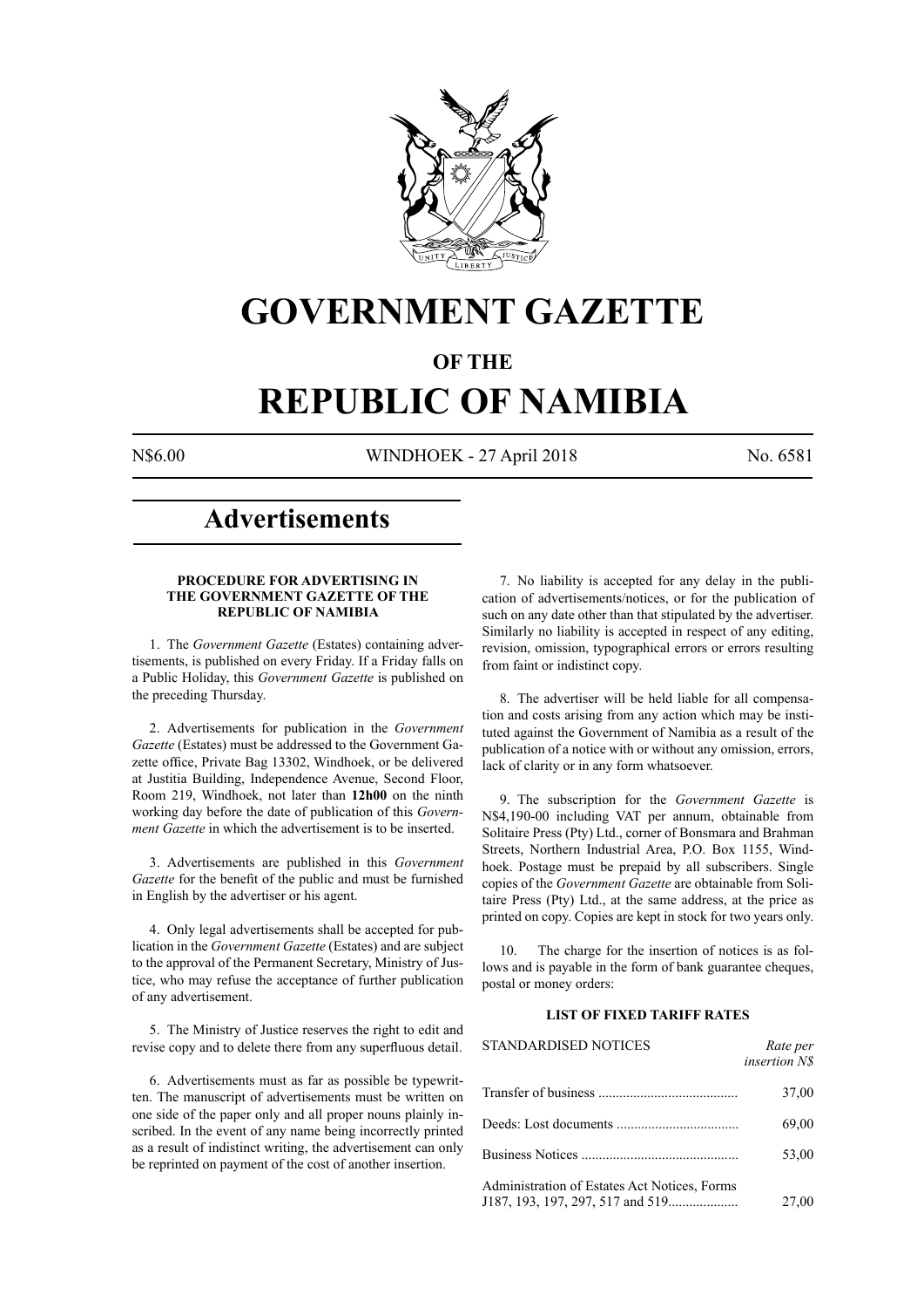# GOVERNMENT GAZETTE

## OF THE

# REPUBLIC OF NAMIBIA

N$6.00 WINDHOEK - 27 April 2018 No. 6581

# Advertisements

### PROCEDURE FOR ADVERTISING IN THE GOVERNMENT GAZETTE OF THE REPUBLIC OF NAMIBIA

1. The *Government Gazette* (Estates) containing advertisements, is published on every Friday. If a Friday falls on a Public Holiday, this *Government Gazette* is published on the preceding Thursday.

2. Advertisements for publication in the *Government Gazette* (Estates) must be addressed to the Government Gazette office, Private Bag 13302, Windhoek, or be delivered at Justitia Building, Independence Avenue, Second Floor, Room 219, Windhoek, not later than **12h00** on the ninth working day before the date of publication of this *Government Gazette* in which the advertisement is to be inserted.

3. Advertisements are published in this *Government Gazette* for the benefit of the public and must be furnished in English by the advertiser or his agent.

4. Only legal advertisements shall be accepted for publication in the *Government Gazette* (Estates) and are subject to the approval of the Permanent Secretary, Ministry of Justice, who may refuse the acceptance of further publication of any advertisement.

5. The Ministry of Justice reserves the right to edit and revise copy and to delete there from any superfluous detail.

6. Advertisements must as far as possible be typewritten. The manuscript of advertisements must be written on one side of the paper only and all proper nouns plainly inscribed. In the event of any name being incorrectly printed as a result of indistinct writing, the advertisement can only be reprinted on payment of the cost of another insertion.

7. No liability is accepted for any delay in the publication of advertisements/notices, or for the publication of such on any date other than that stipulated by the advertiser. Similarly no liability is accepted in respect of any editing, revision, omission, typographical errors or errors resulting from faint or indistinct copy.

8. The advertiser will be held liable for all compensation and costs arising from any action which may be instituted against the Government of Namibia as a result of the publication of a notice with or without any omission, errors, lack of clarity or in any form whatsoever.

9. The subscription for the *Government Gazette* is N$4,190-00 including VAT per annum, obtainable from Solitaire Press (Pty) Ltd., corner of Bonsmara and Brahman Streets, Northern Industrial Area, P.O. Box 1155, Windhoek. Postage must be prepaid by all subscribers. Single copies of the *Government Gazette* are obtainable from Solitaire Press (Pty) Ltd., at the same address, at the price as printed on copy. Copies are kept in stock for two years only.

10. The charge for the insertion of notices is as follows and is payable in the form of bank guarantee cheques, postal or money orders:

### LIST OF FIXED TARIFF RATES

| STANDARDISED NOTICES | *Rate per insertion N$* |
|---|---|
| Transfer of business | 37,00 |
| Deeds: Lost documents | 69,00 |
| Business Notices | 53,00 |
| Administration of Estates Act Notices, Forms J187, 193, 197, 297, 517 and 519 | 27,00 |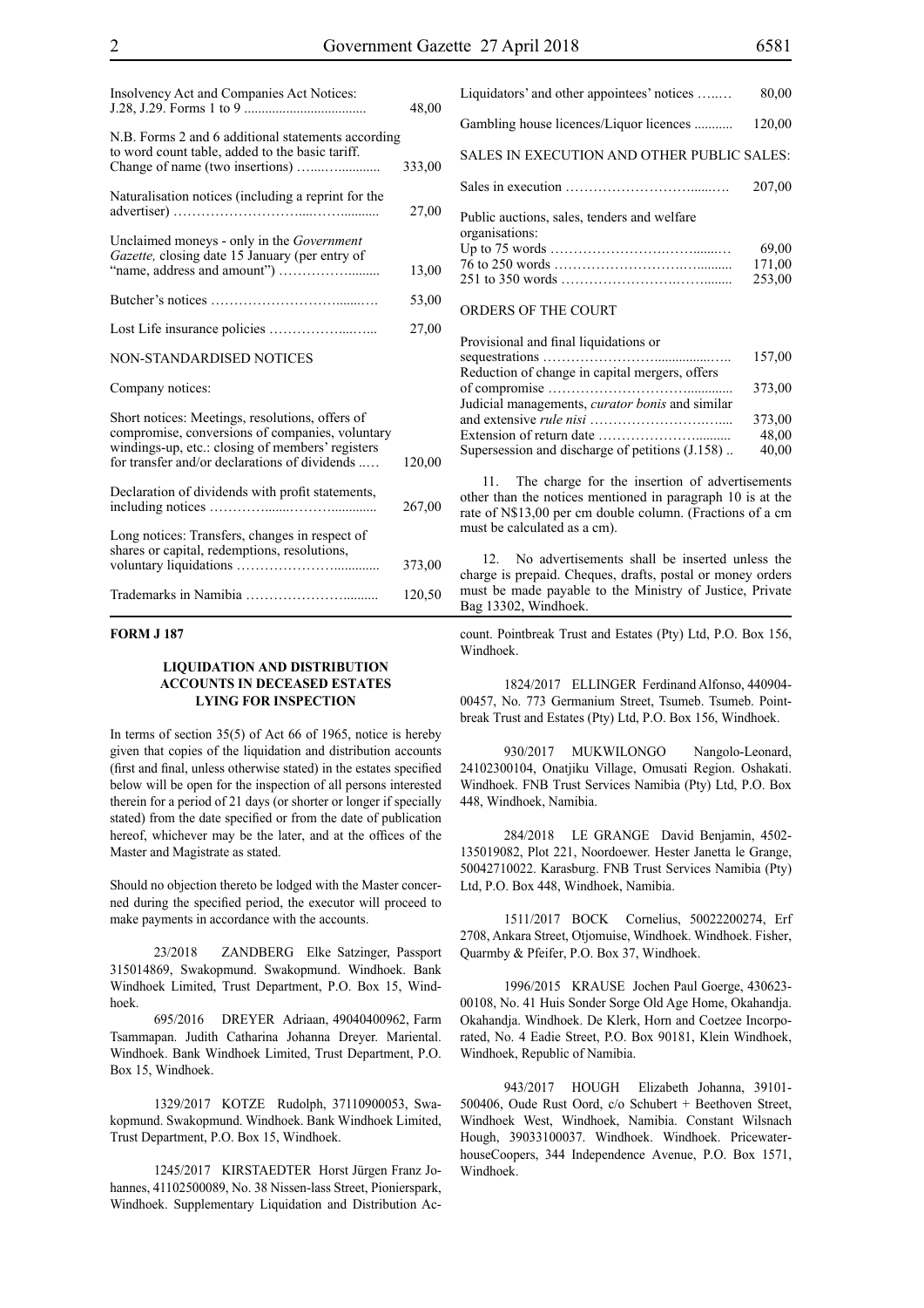| | |
|---|---|
| Insolvency Act and Companies Act Notices: J.28, J.29. Forms 1 to 9 | 48,00 |
| N.B. Forms 2 and 6 additional statements according to word count table, added to the basic tariff. Change of name (two insertions) | 333,00 |
| Naturalisation notices (including a reprint for the advertiser) | 27,00 |
| Unclaimed moneys - only in the *Government Gazette,* closing date 15 January (per entry of "name, address and amount") | 13,00 |
| Butcher's notices | 53,00 |
| Lost Life insurance policies | 27,00 |

NON-STANDARDISED NOTICES

Company notices:

| | |
|---|---|
| Short notices: Meetings, resolutions, offers of compromise, conversions of companies, voluntary windings-up, etc.: closing of members' registers for transfer and/or declarations of dividends | 120,00 |
| Declaration of dividends with profit statements, including notices | 267,00 |
| Long notices: Transfers, changes in respect of shares or capital, redemptions, resolutions, voluntary liquidations | 373,00 |
| Trademarks in Namibia | 120,50 |
| Liquidators' and other appointees' notices | 80,00 |
| Gambling house licences/Liquor licences | 120,00 |

SALES IN EXECUTION AND OTHER PUBLIC SALES:

| | |
|---|---|
| Sales in execution | 207,00 |
| Public auctions, sales, tenders and welfare organisations: | |
| Up to 75 words | 69,00 |
| 76 to 250 words | 171,00 |
| 251 to 350 words | 253,00 |

ORDERS OF THE COURT

| | |
|---|---|
| Provisional and final liquidations or sequestrations | 157,00 |
| Reduction of change in capital mergers, offers of compromise | 373,00 |
| Judicial managements, *curator bonis* and similar and extensive *rule nisi* | 373,00 |
| Extension of return date | 48,00 |
| Supersession and discharge of petitions (J.158) | 40,00 |

11. The charge for the insertion of advertisements other than the notices mentioned in paragraph 10 is at the rate of N$13,00 per cm double column. (Fractions of a cm must be calculated as a cm).

12. No advertisements shall be inserted unless the charge is prepaid. Cheques, drafts, postal or money orders must be made payable to the Ministry of Justice, Private Bag 13302, Windhoek.

**FORM J 187**

**LIQUIDATION AND DISTRIBUTION ACCOUNTS IN DECEASED ESTATES LYING FOR INSPECTION**

In terms of section 35(5) of Act 66 of 1965, notice is hereby given that copies of the liquidation and distribution accounts (first and final, unless otherwise stated) in the estates specified below will be open for the inspection of all persons interested therein for a period of 21 days (or shorter or longer if specially stated) from the date specified or from the date of publication hereof, whichever may be the later, and at the offices of the Master and Magistrate as stated.

Should no objection thereto be lodged with the Master concerned during the specified period, the executor will proceed to make payments in accordance with the accounts.

23/2018 ZANDBERG Elke Satzinger, Passport 315014869, Swakopmund. Swakopmund. Windhoek. Bank Windhoek Limited, Trust Department, P.O. Box 15, Windhoek.

695/2016 DREYER Adriaan, 49040400962, Farm Tsammapan. Judith Catharina Johanna Dreyer. Mariental. Windhoek. Bank Windhoek Limited, Trust Department, P.O. Box 15, Windhoek.

1329/2017 KOTZE Rudolph, 37110900053, Swakopmund. Swakopmund. Windhoek. Bank Windhoek Limited, Trust Department, P.O. Box 15, Windhoek.

1245/2017 KIRSTAEDTER Horst Jürgen Franz Johannes, 41102500089, No. 38 Nissen-lass Street, Pionierspark, Windhoek. Supplementary Liquidation and Distribution Account. Pointbreak Trust and Estates (Pty) Ltd, P.O. Box 156, Windhoek.

1824/2017 ELLINGER Ferdinand Alfonso, 440904-00457, No. 773 Germanium Street, Tsumeb. Tsumeb. Pointbreak Trust and Estates (Pty) Ltd, P.O. Box 156, Windhoek.

930/2017 MUKWILONGO Nangolo-Leonard, 24102300104, Onatjiku Village, Omusati Region. Oshakati. Windhoek. FNB Trust Services Namibia (Pty) Ltd, P.O. Box 448, Windhoek, Namibia.

284/2018 LE GRANGE David Benjamin, 4502-135019082, Plot 221, Noordoewer. Hester Janetta le Grange, 50042710022. Karasburg. FNB Trust Services Namibia (Pty) Ltd, P.O. Box 448, Windhoek, Namibia.

1511/2017 BOCK Cornelius, 50022200274, Erf 2708, Ankara Street, Otjomuise, Windhoek. Windhoek. Fisher, Quarmby & Pfeifer, P.O. Box 37, Windhoek.

1996/2015 KRAUSE Jochen Paul Goerge, 430623-00108, No. 41 Huis Sonder Sorge Old Age Home, Okahandja. Okahandja. Windhoek. De Klerk, Horn and Coetzee Incorporated, No. 4 Eadie Street, P.O. Box 90181, Klein Windhoek, Windhoek, Republic of Namibia.

943/2017 HOUGH Elizabeth Johanna, 39101-500406, Oude Rust Oord, c/o Schubert + Beethoven Street, Windhoek West, Windhoek, Namibia. Constant Wilsnach Hough, 39033100037. Windhoek. Windhoek. PricewaterhouseCoopers, 344 Independence Avenue, P.O. Box 1571, Windhoek.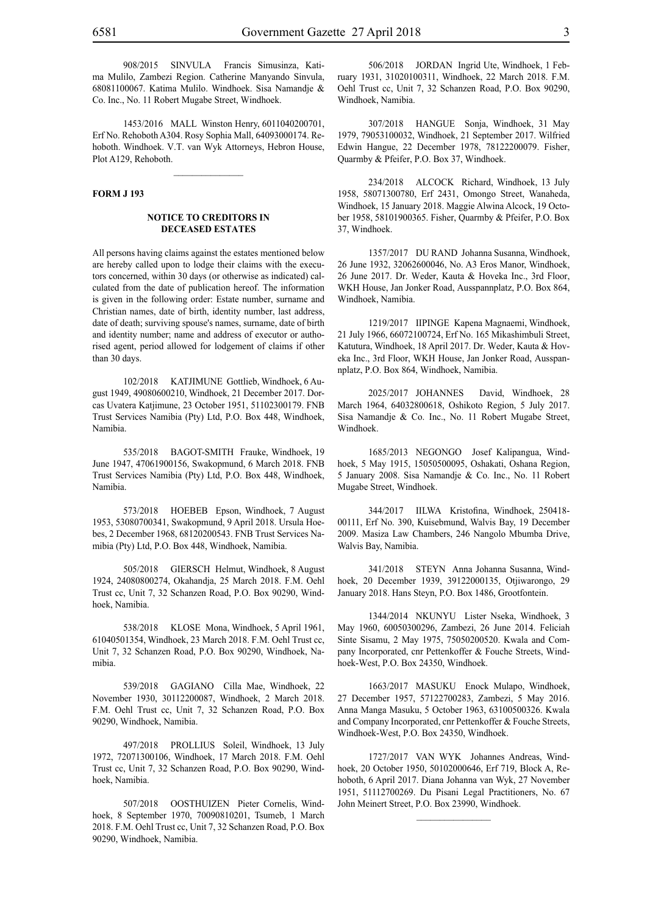908/2015 SINVULA Francis Simusinza, Katima Mulilo, Zambezi Region. Catherine Manyando Sinvula, 68081100067. Katima Mulilo. Windhoek. Sisa Namandje & Co. Inc., No. 11 Robert Mugabe Street, Windhoek.

1453/2016 MALL Winston Henry, 6011040200701, Erf No. Rehoboth A304. Rosy Sophia Mall, 64093000174. Rehoboth. Windhoek. V.T. van Wyk Attorneys, Hebron House, Plot A129, Rehoboth.

**FORM J 193**

**NOTICE TO CREDITORS IN DECEASED ESTATES**

All persons having claims against the estates mentioned below are hereby called upon to lodge their claims with the executors concerned, within 30 days (or otherwise as indicated) calculated from the date of publication hereof. The information is given in the following order: Estate number, surname and Christian names, date of birth, identity number, last address, date of death; surviving spouse's names, surname, date of birth and identity number; name and address of executor or authorised agent, period allowed for lodgement of claims if other than 30 days.

102/2018 KATJIMUNE Gottlieb, Windhoek, 6 August 1949, 49080600210, Windhoek, 21 December 2017. Dorcas Uvatera Katjimune, 23 October 1951, 51102300179. FNB Trust Services Namibia (Pty) Ltd, P.O. Box 448, Windhoek, Namibia.

535/2018 BAGOT-SMITH Frauke, Windhoek, 19 June 1947, 47061900156, Swakopmund, 6 March 2018. FNB Trust Services Namibia (Pty) Ltd, P.O. Box 448, Windhoek, Namibia.

573/2018 HOEBEB Epson, Windhoek, 7 August 1953, 53080700341, Swakopmund, 9 April 2018. Ursula Hoebes, 2 December 1968, 68120200543. FNB Trust Services Namibia (Pty) Ltd, P.O. Box 448, Windhoek, Namibia.

505/2018 GIERSCH Helmut, Windhoek, 8 August 1924, 24080800274, Okahandja, 25 March 2018. F.M. Oehl Trust cc, Unit 7, 32 Schanzen Road, P.O. Box 90290, Windhoek, Namibia.

538/2018 KLOSE Mona, Windhoek, 5 April 1961, 61040501354, Windhoek, 23 March 2018. F.M. Oehl Trust cc, Unit 7, 32 Schanzen Road, P.O. Box 90290, Windhoek, Namibia.

539/2018 GAGIANO Cilla Mae, Windhoek, 22 November 1930, 30112200087, Windhoek, 2 March 2018. F.M. Oehl Trust cc, Unit 7, 32 Schanzen Road, P.O. Box 90290, Windhoek, Namibia.

497/2018 PROLLIUS Soleil, Windhoek, 13 July 1972, 72071300106, Windhoek, 17 March 2018. F.M. Oehl Trust cc, Unit 7, 32 Schanzen Road, P.O. Box 90290, Windhoek, Namibia.

507/2018 OOSTHUIZEN Pieter Cornelis, Windhoek, 8 September 1970, 70090810201, Tsumeb, 1 March 2018. F.M. Oehl Trust cc, Unit 7, 32 Schanzen Road, P.O. Box 90290, Windhoek, Namibia.

506/2018 JORDAN Ingrid Ute, Windhoek, 1 February 1931, 31020100311, Windhoek, 22 March 2018. F.M. Oehl Trust cc, Unit 7, 32 Schanzen Road, P.O. Box 90290, Windhoek, Namibia.

307/2018 HANGUE Sonja, Windhoek, 31 May 1979, 79053100032, Windhoek, 21 September 2017. Wilfried Edwin Hangue, 22 December 1978, 78122200079. Fisher, Quarmby & Pfeifer, P.O. Box 37, Windhoek.

234/2018 ALCOCK Richard, Windhoek, 13 July 1958, 58071300780, Erf 2431, Omongo Street, Wanaheda, Windhoek, 15 January 2018. Maggie Alwina Alcock, 19 October 1958, 58101900365. Fisher, Quarmby & Pfeifer, P.O. Box 37, Windhoek.

1357/2017 DU RAND Johanna Susanna, Windhoek, 26 June 1932, 32062600046, No. A3 Eros Manor, Windhoek, 26 June 2017. Dr. Weder, Kauta & Hoveka Inc., 3rd Floor, WKH House, Jan Jonker Road, Ausspannplatz, P.O. Box 864, Windhoek, Namibia.

1219/2017 IIPINGE Kapena Magnaemi, Windhoek, 21 July 1966, 66072100724, Erf No. 165 Mikashimbuli Street, Katutura, Windhoek, 18 April 2017. Dr. Weder, Kauta & Hoveka Inc., 3rd Floor, WKH House, Jan Jonker Road, Ausspannplatz, P.O. Box 864, Windhoek, Namibia.

2025/2017 JOHANNES David, Windhoek, 28 March 1964, 64032800618, Oshikoto Region, 5 July 2017. Sisa Namandje & Co. Inc., No. 11 Robert Mugabe Street, Windhoek.

1685/2013 NEGONGO Josef Kalipangua, Windhoek, 5 May 1915, 15050500095, Oshakati, Oshana Region, 5 January 2008. Sisa Namandje & Co. Inc., No. 11 Robert Mugabe Street, Windhoek.

344/2017 IILWA Kristofina, Windhoek, 250418-00111, Erf No. 390, Kuisebmund, Walvis Bay, 19 December 2009. Masiza Law Chambers, 246 Nangolo Mbumba Drive, Walvis Bay, Namibia.

341/2018 STEYN Anna Johanna Susanna, Windhoek, 20 December 1939, 39122000135, Otjiwarongo, 29 January 2018. Hans Steyn, P.O. Box 1486, Grootfontein.

1344/2014 NKUNYU Lister Nseka, Windhoek, 3 May 1960, 60050300296, Zambezi, 26 June 2014. Feliciah Sinte Sisamu, 2 May 1975, 75050200520. Kwala and Company Incorporated, cnr Pettenkoffer & Fouche Streets, Windhoek-West, P.O. Box 24350, Windhoek.

1663/2017 MASUKU Enock Mulapo, Windhoek, 27 December 1957, 57122700283, Zambezi, 5 May 2016. Anna Manga Masuku, 5 October 1963, 63100500326. Kwala and Company Incorporated, cnr Pettenkoffer & Fouche Streets, Windhoek-West, P.O. Box 24350, Windhoek.

1727/2017 VAN WYK Johannes Andreas, Windhoek, 20 October 1950, 50102000646, Erf 719, Block A, Rehoboth, 6 April 2017. Diana Johanna van Wyk, 27 November 1951, 51112700269. Du Pisani Legal Practitioners, No. 67 John Meinert Street, P.O. Box 23990, Windhoek.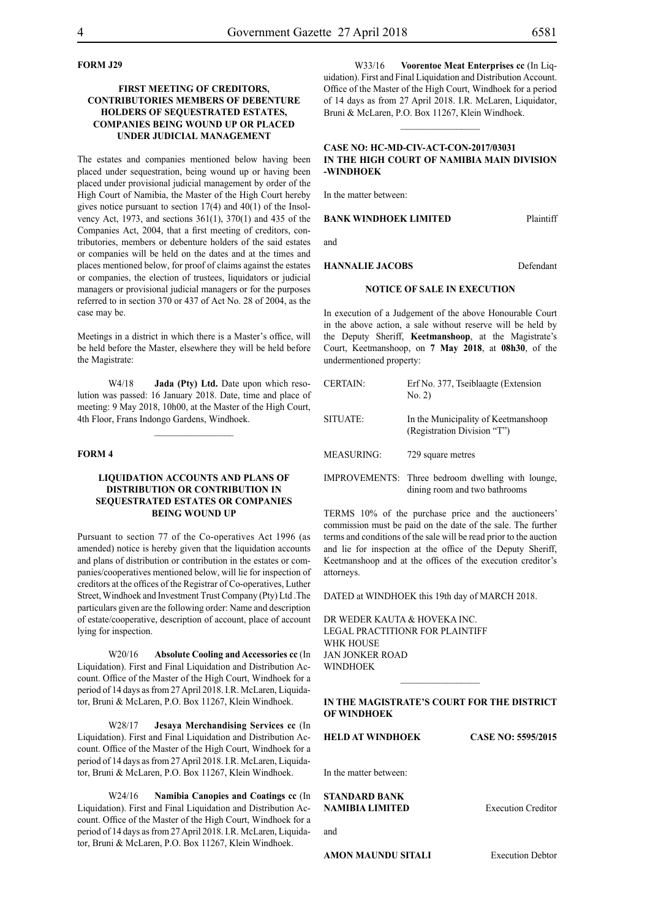**FORM J29**

**FIRST MEETING OF CREDITORS, CONTRIBUTORIES MEMBERS OF DEBENTURE HOLDERS OF SEQUESTRATED ESTATES, COMPANIES BEING WOUND UP OR PLACED UNDER JUDICIAL MANAGEMENT**

The estates and companies mentioned below having been placed under sequestration, being wound up or having been placed under provisional judicial management by order of the High Court of Namibia, the Master of the High Court hereby gives notice pursuant to section 17(4) and 40(1) of the Insolvency Act, 1973, and sections 361(1), 370(1) and 435 of the Companies Act, 2004, that a first meeting of creditors, contributories, members or debenture holders of the said estates or companies will be held on the dates and at the times and places mentioned below, for proof of claims against the estates or companies, the election of trustees, liquidators or judicial managers or provisional judicial managers or for the purposes referred to in section 370 or 437 of Act No. 28 of 2004, as the case may be.

Meetings in a district in which there is a Master's office, will be held before the Master, elsewhere they will be held before the Magistrate:

W4/18 **Jada (Pty) Ltd.** Date upon which resolution was passed: 16 January 2018. Date, time and place of meeting: 9 May 2018, 10h00, at the Master of the High Court, 4th Floor, Frans Indongo Gardens, Windhoek.

---

**FORM 4**

**LIQUIDATION ACCOUNTS AND PLANS OF DISTRIBUTION OR CONTRIBUTION IN SEQUESTRATED ESTATES OR COMPANIES BEING WOUND UP**

Pursuant to section 77 of the Co-operatives Act 1996 (as amended) notice is hereby given that the liquidation accounts and plans of distribution or contribution in the estates or companies/cooperatives mentioned below, will lie for inspection of creditors at the offices of the Registrar of Co-operatives, Luther Street, Windhoek and Investment Trust Company (Pty) Ltd .The particulars given are the following order: Name and description of estate/cooperative, description of account, place of account lying for inspection.

W20/16 **Absolute Cooling and Accessories cc** (In Liquidation). First and Final Liquidation and Distribution Account. Office of the Master of the High Court, Windhoek for a period of 14 days as from 27 April 2018. I.R. McLaren, Liquidator, Bruni & McLaren, P.O. Box 11267, Klein Windhoek.

W28/17 **Jesaya Merchandising Services cc** (In Liquidation). First and Final Liquidation and Distribution Account. Office of the Master of the High Court, Windhoek for a period of 14 days as from 27 April 2018. I.R. McLaren, Liquidator, Bruni & McLaren, P.O. Box 11267, Klein Windhoek.

W24/16 **Namibia Canopies and Coatings cc** (In Liquidation). First and Final Liquidation and Distribution Account. Office of the Master of the High Court, Windhoek for a period of 14 days as from 27 April 2018. I.R. McLaren, Liquidator, Bruni & McLaren, P.O. Box 11267, Klein Windhoek.

W33/16 **Voorentoe Meat Enterprises cc** (In Liquidation). First and Final Liquidation and Distribution Account. Office of the Master of the High Court, Windhoek for a period of 14 days as from 27 April 2018. I.R. McLaren, Liquidator, Bruni & McLaren, P.O. Box 11267, Klein Windhoek.

---

**CASE NO: HC-MD-CIV-ACT-CON-2017/03031**
**IN THE HIGH COURT OF NAMIBIA MAIN DIVISION -WINDHOEK**

In the matter between:

**BANK WINDHOEK LIMITED** Plaintiff

and

**HANNALIE JACOBS** Defendant

**NOTICE OF SALE IN EXECUTION**

In execution of a Judgement of the above Honourable Court in the above action, a sale without reserve will be held by the Deputy Sheriff, **Keetmanshoop**, at the Magistrate's Court, Keetmanshoop, on **7 May 2018**, at **08h30**, of the undermentioned property:

| | |
|---|---|
| CERTAIN: | Erf No. 377, Tseiblaagte (Extension No. 2) |
| SITUATE: | In the Municipality of Keetmanshoop (Registration Division "T") |
| MEASURING: | 729 square metres |
| IMPROVEMENTS: | Three bedroom dwelling with lounge, dining room and two bathrooms |

TERMS 10% of the purchase price and the auctioneers' commission must be paid on the date of the sale. The further terms and conditions of the sale will be read prior to the auction and lie for inspection at the office of the Deputy Sheriff, Keetmanshoop and at the offices of the execution creditor's attorneys.

DATED at WINDHOEK this 19th day of MARCH 2018.

DR WEDER KAUTA & HOVEKA INC.
LEGAL PRACTITIONR FOR PLAINTIFF
WHK HOUSE
JAN JONKER ROAD
WINDHOEK

---

**IN THE MAGISTRATE'S COURT FOR THE DISTRICT OF WINDHOEK**

**HELD AT WINDHOEK** **CASE NO: 5595/2015**

In the matter between:

**STANDARD BANK NAMIBIA LIMITED** Execution Creditor

and

**AMON MAUNDU SITALI** Execution Debtor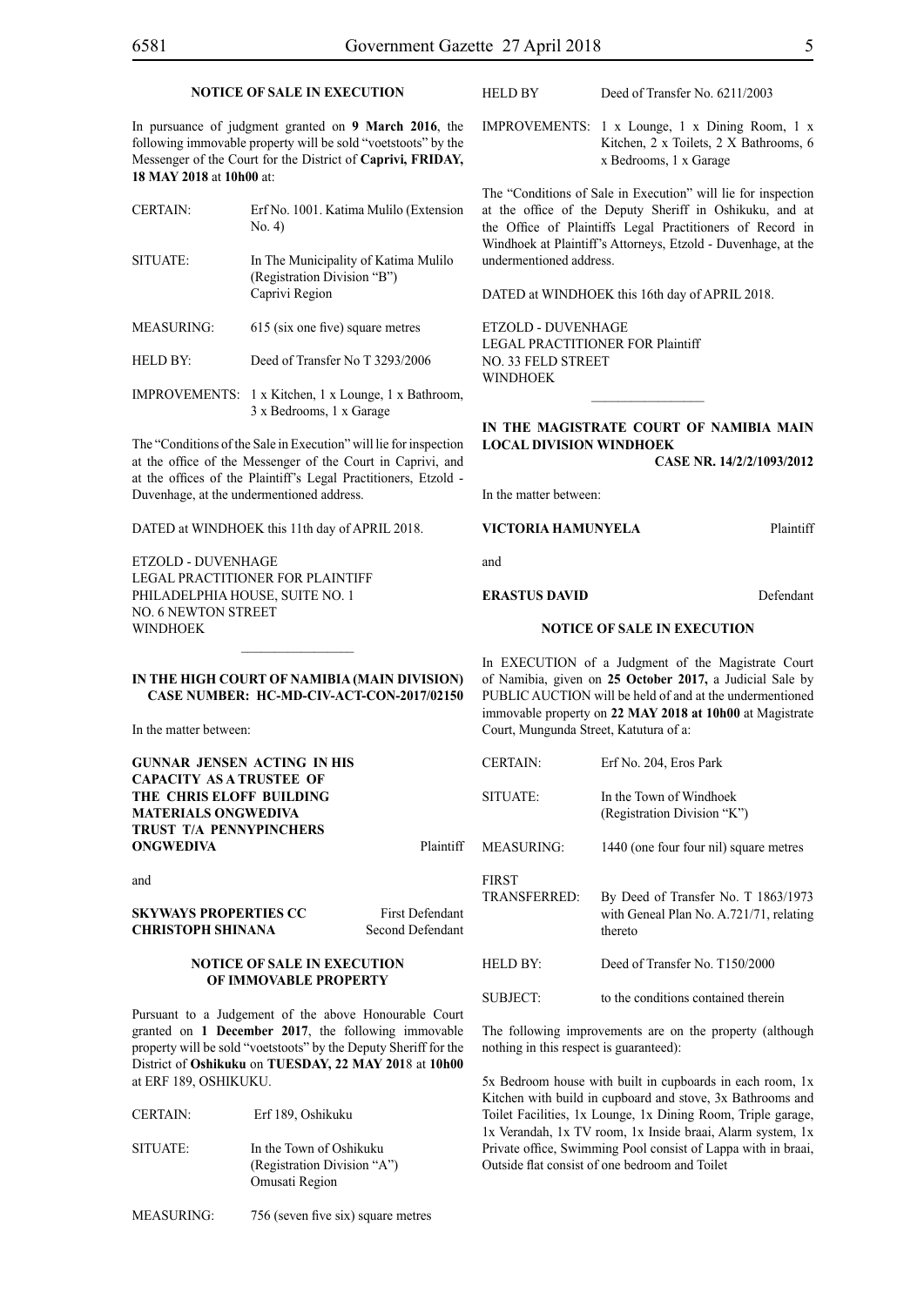**NOTICE OF SALE IN EXECUTION**

In pursuance of judgment granted on **9 March 2016**, the following immovable property will be sold "voetstoots" by the Messenger of the Court for the District of **Caprivi, FRIDAY, 18 MAY 2018** at **10h00** at:

| | |
|---|---|
| CERTAIN: | Erf No. 1001. Katima Mulilo (Extension No. 4) |
| SITUATE: | In The Municipality of Katima Mulilo (Registration Division "B") Caprivi Region |
| MEASURING: | 615 (six one five) square metres |
| HELD BY: | Deed of Transfer No T 3293/2006 |
| IMPROVEMENTS: | 1 x Kitchen, 1 x Lounge, 1 x Bathroom, 3 x Bedrooms, 1 x Garage |

The "Conditions of the Sale in Execution" will lie for inspection at the office of the Messenger of the Court in Caprivi, and at the offices of the Plaintiff's Legal Practitioners, Etzold - Duvenhage, at the undermentioned address.

DATED at WINDHOEK this 11th day of APRIL 2018.

ETZOLD - DUVENHAGE
LEGAL PRACTITIONER FOR PLAINTIFF
PHILADELPHIA HOUSE, SUITE NO. 1
NO. 6 NEWTON STREET
WINDHOEK

---

**IN THE HIGH COURT OF NAMIBIA (MAIN DIVISION)**
**CASE NUMBER: HC-MD-CIV-ACT-CON-2017/02150**

In the matter between:

**GUNNAR JENSEN ACTING IN HIS CAPACITY AS A TRUSTEE OF THE CHRIS ELOFF BUILDING MATERIALS ONGWEDIVA TRUST T/A PENNYPINCHERS ONGWEDIVA** — Plaintiff

and

**SKYWAYS PROPERTIES CC** — First Defendant
**CHRISTOPH SHINANA** — Second Defendant

**NOTICE OF SALE IN EXECUTION OF IMMOVABLE PROPERTY**

Pursuant to a Judgement of the above Honourable Court granted on **1 December 2017**, the following immovable property will be sold "voetstoots" by the Deputy Sheriff for the District of **Oshikuku** on **TUESDAY, 22 MAY 2018** at **10h00** at ERF 189, OSHIKUKU.

| | |
|---|---|
| CERTAIN: | Erf 189, Oshikuku |
| SITUATE: | In the Town of Oshikuku (Registration Division "A") Omusati Region |
| MEASURING: | 756 (seven five six) square metres |
| HELD BY | Deed of Transfer No. 6211/2003 |
| IMPROVEMENTS: | 1 x Lounge, 1 x Dining Room, 1 x Kitchen, 2 x Toilets, 2 X Bathrooms, 6 x Bedrooms, 1 x Garage |

The "Conditions of Sale in Execution" will lie for inspection at the office of the Deputy Sheriff in Oshikuku, and at the Office of Plaintiffs Legal Practitioners of Record in Windhoek at Plaintiff's Attorneys, Etzold - Duvenhage, at the undermentioned address.

DATED at WINDHOEK this 16th day of APRIL 2018.

ETZOLD - DUVENHAGE
LEGAL PRACTITIONER FOR Plaintiff
NO. 33 FELD STREET
WINDHOEK

---

**IN THE MAGISTRATE COURT OF NAMIBIA MAIN LOCAL DIVISION WINDHOEK**
**CASE NR. 14/2/2/1093/2012**

In the matter between:

**VICTORIA HAMUNYELA** — Plaintiff

and

**ERASTUS DAVID** — Defendant

**NOTICE OF SALE IN EXECUTION**

In EXECUTION of a Judgment of the Magistrate Court of Namibia, given on **25 October 2017,** a Judicial Sale by PUBLIC AUCTION will be held of and at the undermentioned immovable property on **22 MAY 2018 at 10h00** at Magistrate Court, Mungunda Street, Katutura of a:

| | |
|---|---|
| CERTAIN: | Erf No. 204, Eros Park |
| SITUATE: | In the Town of Windhoek (Registration Division "K") |
| MEASURING: | 1440 (one four four nil) square metres |
| FIRST TRANSFERRED: | By Deed of Transfer No. T 1863/1973 with Geneal Plan No. A.721/71, relating thereto |
| HELD BY: | Deed of Transfer No. T150/2000 |
| SUBJECT: | to the conditions contained therein |

The following improvements are on the property (although nothing in this respect is guaranteed):

5x Bedroom house with built in cupboards in each room, 1x Kitchen with build in cupboard and stove, 3x Bathrooms and Toilet Facilities, 1x Lounge, 1x Dining Room, Triple garage, 1x Verandah, 1x TV room, 1x Inside braai, Alarm system, 1x Private office, Swimming Pool consist of Lappa with in braai, Outside flat consist of one bedroom and Toilet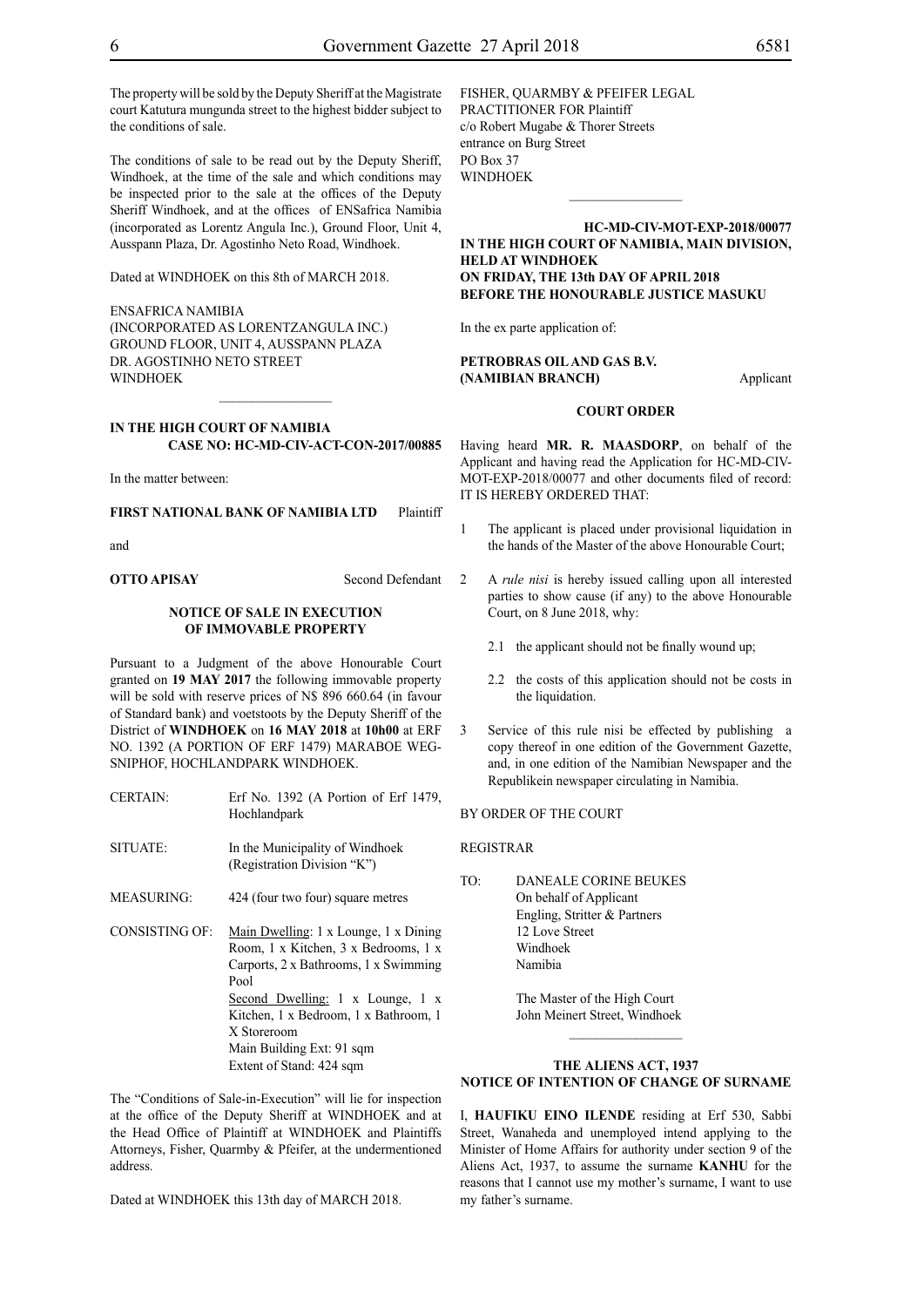The property will be sold by the Deputy Sheriff at the Magistrate court Katutura mungunda street to the highest bidder subject to the conditions of sale.

The conditions of sale to be read out by the Deputy Sheriff, Windhoek, at the time of the sale and which conditions may be inspected prior to the sale at the offices of the Deputy Sheriff Windhoek, and at the offices of ENSafrica Namibia (incorporated as Lorentz Angula Inc.), Ground Floor, Unit 4, Ausspann Plaza, Dr. Agostinho Neto Road, Windhoek.

Dated at WINDHOEK on this 8th of MARCH 2018.

ENSAFRICA NAMIBIA
(INCORPORATED AS LORENTZANGULA INC.)
GROUND FLOOR, UNIT 4, AUSSPANN PLAZA
DR. AGOSTINHO NETO STREET
WINDHOEK

---

**IN THE HIGH COURT OF NAMIBIA**
**CASE NO: HC-MD-CIV-ACT-CON-2017/00885**

In the matter between:

**FIRST NATIONAL BANK OF NAMIBIA LTD** Plaintiff

and

**OTTO APISAY** Second Defendant

**NOTICE OF SALE IN EXECUTION OF IMMOVABLE PROPERTY**

Pursuant to a Judgment of the above Honourable Court granted on **19 MAY 2017** the following immovable property will be sold with reserve prices of N$ 896 660.64 (in favour of Standard bank) and voetstoots by the Deputy Sheriff of the District of **WINDHOEK** on **16 MAY 2018** at **10h00** at ERF NO. 1392 (A PORTION OF ERF 1479) MARABOE WEG-SNIPHOF, HOCHLANDPARK WINDHOEK.

| | |
|---|---|
| CERTAIN: | Erf No. 1392 (A Portion of Erf 1479, Hochlandpark |
| SITUATE: | In the Municipality of Windhoek (Registration Division "K") |
| MEASURING: | 424 (four two four) square metres |
| CONSISTING OF: | Main Dwelling: 1 x Lounge, 1 x Dining Room, 1 x Kitchen, 3 x Bedrooms, 1 x Carports, 2 x Bathrooms, 1 x Swimming Pool<br>Second Dwelling: 1 x Lounge, 1 x Kitchen, 1 x Bedroom, 1 x Bathroom, 1 X Storeroom<br>Main Building Ext: 91 sqm<br>Extent of Stand: 424 sqm |

The "Conditions of Sale-in-Execution" will lie for inspection at the office of the Deputy Sheriff at WINDHOEK and at the Head Office of Plaintiff at WINDHOEK and Plaintiffs Attorneys, Fisher, Quarmby & Pfeifer, at the undermentioned address.

Dated at WINDHOEK this 13th day of MARCH 2018.

FISHER, QUARMBY & PFEIFER LEGAL PRACTITIONER FOR Plaintiff
c/o Robert Mugabe & Thorer Streets
entrance on Burg Street
PO Box 37
WINDHOEK

---

**HC-MD-CIV-MOT-EXP-2018/00077**
**IN THE HIGH COURT OF NAMIBIA, MAIN DIVISION, HELD AT WINDHOEK**
**ON FRIDAY, THE 13th DAY OF APRIL 2018**
**BEFORE THE HONOURABLE JUSTICE MASUKU**

In the ex parte application of:

**PETROBRAS OIL AND GAS B.V. (NAMIBIAN BRANCH)** Applicant

**COURT ORDER**

Having heard **MR. R. MAASDORP**, on behalf of the Applicant and having read the Application for HC-MD-CIV-MOT-EXP-2018/00077 and other documents filed of record: IT IS HEREBY ORDERED THAT:

1 The applicant is placed under provisional liquidation in the hands of the Master of the above Honourable Court;

2 A *rule nisi* is hereby issued calling upon all interested parties to show cause (if any) to the above Honourable Court, on 8 June 2018, why:

  2.1 the applicant should not be finally wound up;

  2.2 the costs of this application should not be costs in the liquidation.

3 Service of this rule nisi be effected by publishing a copy thereof in one edition of the Government Gazette, and, in one edition of the Namibian Newspaper and the Republikein newspaper circulating in Namibia.

BY ORDER OF THE COURT

REGISTRAR

TO: DANEALE CORINE BEUKES
On behalf of Applicant
Engling, Stritter & Partners
12 Love Street
Windhoek
Namibia

The Master of the High Court
John Meinert Street, Windhoek

---

**THE ALIENS ACT, 1937**
**NOTICE OF INTENTION OF CHANGE OF SURNAME**

I, **HAUFIKU EINO ILENDE** residing at Erf 530, Sabbi Street, Wanaheda and unemployed intend applying to the Minister of Home Affairs for authority under section 9 of the Aliens Act, 1937, to assume the surname **KANHU** for the reasons that I cannot use my mother's surname, I want to use my father's surname.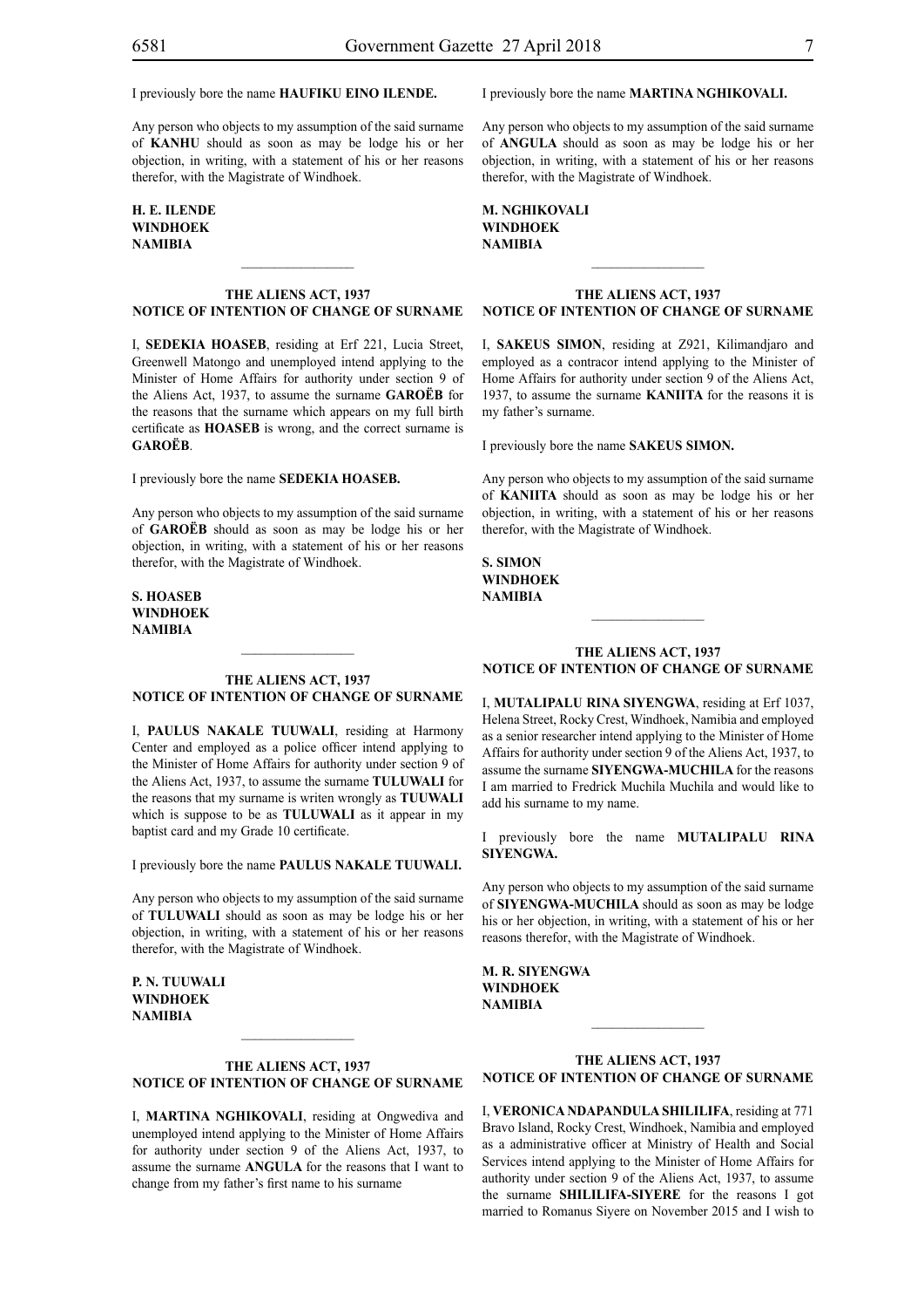I previously bore the name **HAUFIKU EINO ILENDE.**

Any person who objects to my assumption of the said surname of **KANHU** should as soon as may be lodge his or her objection, in writing, with a statement of his or her reasons therefor, with the Magistrate of Windhoek.

**H. E. ILENDE**
**WINDHOEK**
**NAMIBIA**

---

**THE ALIENS ACT, 1937**
**NOTICE OF INTENTION OF CHANGE OF SURNAME**

I, **SEDEKIA HOASEB**, residing at Erf 221, Lucia Street, Greenwell Matongo and unemployed intend applying to the Minister of Home Affairs for authority under section 9 of the Aliens Act, 1937, to assume the surname **GAROËB** for the reasons that the surname which appears on my full birth certificate as **HOASEB** is wrong, and the correct surname is **GAROËB**.

I previously bore the name **SEDEKIA HOASEB.**

Any person who objects to my assumption of the said surname of **GAROËB** should as soon as may be lodge his or her objection, in writing, with a statement of his or her reasons therefor, with the Magistrate of Windhoek.

**S. HOASEB**
**WINDHOEK**
**NAMIBIA**

---

**THE ALIENS ACT, 1937**
**NOTICE OF INTENTION OF CHANGE OF SURNAME**

I, **PAULUS NAKALE TUUWALI**, residing at Harmony Center and employed as a police officer intend applying to the Minister of Home Affairs for authority under section 9 of the Aliens Act, 1937, to assume the surname **TULUWALI** for the reasons that my surname is writen wrongly as **TUUWALI** which is suppose to be as **TULUWALI** as it appear in my baptist card and my Grade 10 certificate.

I previously bore the name **PAULUS NAKALE TUUWALI.**

Any person who objects to my assumption of the said surname of **TULUWALI** should as soon as may be lodge his or her objection, in writing, with a statement of his or her reasons therefor, with the Magistrate of Windhoek.

**P. N. TUUWALI**
**WINDHOEK**
**NAMIBIA**

---

**THE ALIENS ACT, 1937**
**NOTICE OF INTENTION OF CHANGE OF SURNAME**

I, **MARTINA NGHIKOVALI**, residing at Ongwediva and unemployed intend applying to the Minister of Home Affairs for authority under section 9 of the Aliens Act, 1937, to assume the surname **ANGULA** for the reasons that I want to change from my father's first name to his surname

I previously bore the name **MARTINA NGHIKOVALI.**

Any person who objects to my assumption of the said surname of **ANGULA** should as soon as may be lodge his or her objection, in writing, with a statement of his or her reasons therefor, with the Magistrate of Windhoek.

**M. NGHIKOVALI**
**WINDHOEK**
**NAMIBIA**

---

**THE ALIENS ACT, 1937**
**NOTICE OF INTENTION OF CHANGE OF SURNAME**

I, **SAKEUS SIMON**, residing at Z921, Kilimandjaro and employed as a contracor intend applying to the Minister of Home Affairs for authority under section 9 of the Aliens Act, 1937, to assume the surname **KANIITA** for the reasons it is my father's surname.

I previously bore the name **SAKEUS SIMON.**

Any person who objects to my assumption of the said surname of **KANIITA** should as soon as may be lodge his or her objection, in writing, with a statement of his or her reasons therefor, with the Magistrate of Windhoek.

**S. SIMON**
**WINDHOEK**
**NAMIBIA**

---

**THE ALIENS ACT, 1937**
**NOTICE OF INTENTION OF CHANGE OF SURNAME**

I, **MUTALIPALU RINA SIYENGWA**, residing at Erf 1037, Helena Street, Rocky Crest, Windhoek, Namibia and employed as a senior researcher intend applying to the Minister of Home Affairs for authority under section 9 of the Aliens Act, 1937, to assume the surname **SIYENGWA-MUCHILA** for the reasons I am married to Fredrick Muchila Muchila and would like to add his surname to my name.

I previously bore the name **MUTALIPALU RINA SIYENGWA.**

Any person who objects to my assumption of the said surname of **SIYENGWA-MUCHILA** should as soon as may be lodge his or her objection, in writing, with a statement of his or her reasons therefor, with the Magistrate of Windhoek.

**M. R. SIYENGWA**
**WINDHOEK**
**NAMIBIA**

---

**THE ALIENS ACT, 1937**
**NOTICE OF INTENTION OF CHANGE OF SURNAME**

I, **VERONICA NDAPANDULA SHILILIFA**, residing at 771 Bravo Island, Rocky Crest, Windhoek, Namibia and employed as a administrative officer at Ministry of Health and Social Services intend applying to the Minister of Home Affairs for authority under section 9 of the Aliens Act, 1937, to assume the surname **SHILILIFA-SIYERE** for the reasons I got married to Romanus Siyere on November 2015 and I wish to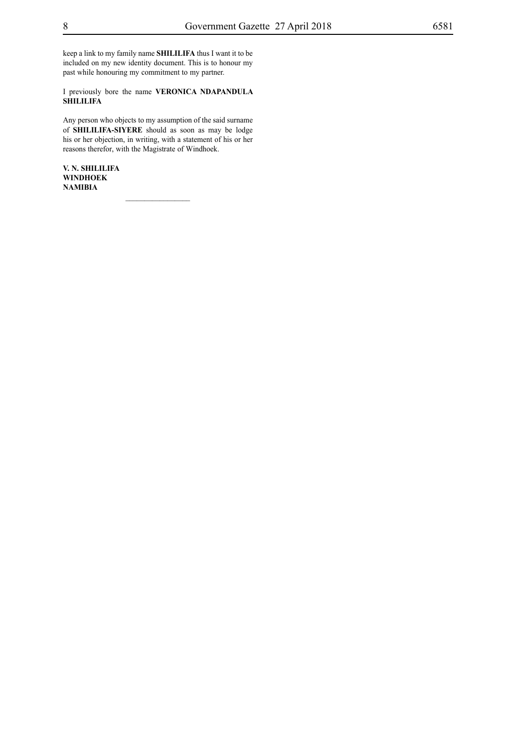keep a link to my family name **SHILILIFA** thus I want it to be included on my new identity document. This is to honour my past while honouring my commitment to my partner.

I previously bore the name **VERONICA NDAPANDULA SHILILIFA**

Any person who objects to my assumption of the said surname of **SHILILIFA-SIYERE** should as soon as may be lodge his or her objection, in writing, with a statement of his or her reasons therefor, with the Magistrate of Windhoek.

**V. N. SHILILIFA**
**WINDHOEK**
**NAMIBIA**

________________